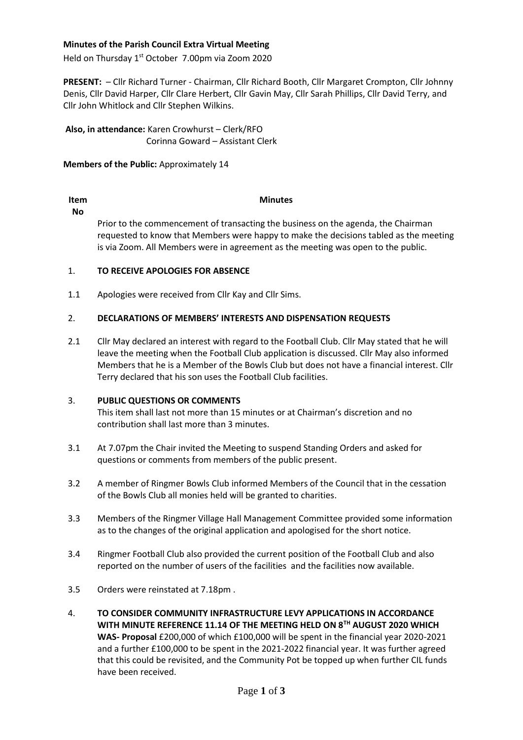**Minutes of the Parish Council Extra Virtual Meeting**

Held on Thursday 1st October 7.00pm via Zoom 2020

**PRESENT:** – Cllr Richard Turner - Chairman, Cllr Richard Booth, Cllr Margaret Crompton, Cllr Johnny Denis, Cllr David Harper, Cllr Clare Herbert, Cllr Gavin May, Cllr Sarah Phillips, Cllr David Terry, and Cllr John Whitlock and Cllr Stephen Wilkins.

**Also, in attendance:** Karen Crowhurst – Clerk/RFO
Corinna Goward – Assistant Clerk

**Members of the Public:** Approximately 14

| Item No | Minutes |
|---|---|
| | Prior to the commencement of transacting the business on the agenda, the Chairman requested to know that Members were happy to make the decisions tabled as the meeting is via Zoom. All Members were in agreement as the meeting was open to the public. |
| 1. | **TO RECEIVE APOLOGIES FOR ABSENCE** |
| 1.1 | Apologies were received from Cllr Kay and Cllr Sims. |
| 2. | **DECLARATIONS OF MEMBERS' INTERESTS AND DISPENSATION REQUESTS** |
| 2.1 | Cllr May declared an interest with regard to the Football Club. Cllr May stated that he will leave the meeting when the Football Club application is discussed. Cllr May also informed Members that he is a Member of the Bowls Club but does not have a financial interest. Cllr Terry declared that his son uses the Football Club facilities. |
| 3. | **PUBLIC QUESTIONS OR COMMENTS**<br>This item shall last not more than 15 minutes or at Chairman's discretion and no contribution shall last more than 3 minutes. |
| 3.1 | At 7.07pm the Chair invited the Meeting to suspend Standing Orders and asked for questions or comments from members of the public present. |
| 3.2 | A member of Ringmer Bowls Club informed Members of the Council that in the cessation of the Bowls Club all monies held will be granted to charities. |
| 3.3 | Members of the Ringmer Village Hall Management Committee provided some information as to the changes of the original application and apologised for the short notice. |
| 3.4 | Ringmer Football Club also provided the current position of the Football Club and also reported on the number of users of the facilities and the facilities now available. |
| 3.5 | Orders were reinstated at 7.18pm . |
| 4. | **TO CONSIDER COMMUNITY INFRASTRUCTURE LEVY APPLICATIONS IN ACCORDANCE WITH MINUTE REFERENCE 11.14 OF THE MEETING HELD ON 8TH AUGUST 2020 WHICH WAS- Proposal** £200,000 of which £100,000 will be spent in the financial year 2020-2021 and a further £100,000 to be spent in the 2021-2022 financial year. It was further agreed that this could be revisited, and the Community Pot be topped up when further CIL funds have been received. |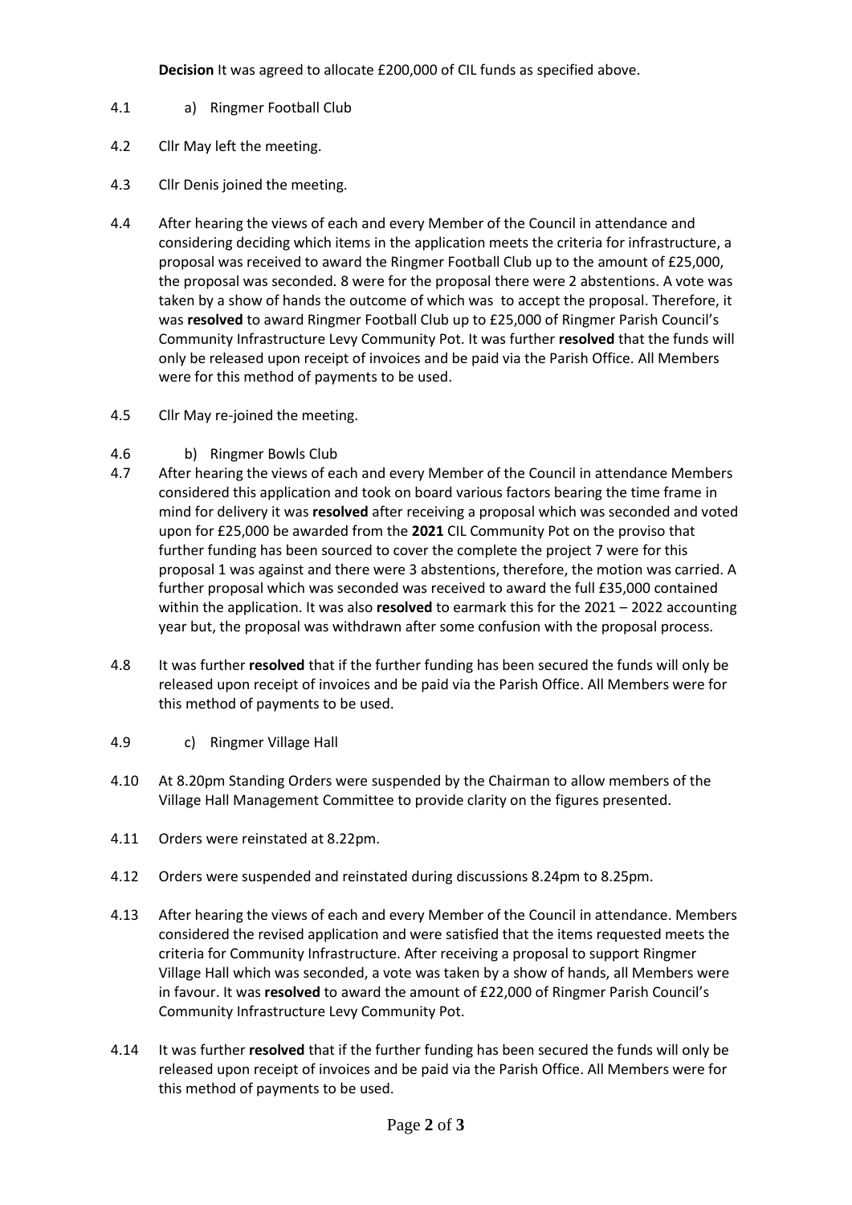**Decision** It was agreed to allocate £200,000 of CIL funds as specified above.

4.1 a) Ringmer Football Club

4.2 Cllr May left the meeting.

4.3 Cllr Denis joined the meeting.

4.4 After hearing the views of each and every Member of the Council in attendance and considering deciding which items in the application meets the criteria for infrastructure, a proposal was received to award the Ringmer Football Club up to the amount of £25,000, the proposal was seconded. 8 were for the proposal there were 2 abstentions. A vote was taken by a show of hands the outcome of which was to accept the proposal. Therefore, it was **resolved** to award Ringmer Football Club up to £25,000 of Ringmer Parish Council's Community Infrastructure Levy Community Pot. It was further **resolved** that the funds will only be released upon receipt of invoices and be paid via the Parish Office. All Members were for this method of payments to be used.

4.5 Cllr May re-joined the meeting.

4.6 b) Ringmer Bowls Club

4.7 After hearing the views of each and every Member of the Council in attendance Members considered this application and took on board various factors bearing the time frame in mind for delivery it was **resolved** after receiving a proposal which was seconded and voted upon for £25,000 be awarded from the **2021** CIL Community Pot on the proviso that further funding has been sourced to cover the complete the project 7 were for this proposal 1 was against and there were 3 abstentions, therefore, the motion was carried. A further proposal which was seconded was received to award the full £35,000 contained within the application. It was also **resolved** to earmark this for the 2021 – 2022 accounting year but, the proposal was withdrawn after some confusion with the proposal process.

4.8 It was further **resolved** that if the further funding has been secured the funds will only be released upon receipt of invoices and be paid via the Parish Office. All Members were for this method of payments to be used.

4.9 c) Ringmer Village Hall

4.10 At 8.20pm Standing Orders were suspended by the Chairman to allow members of the Village Hall Management Committee to provide clarity on the figures presented.

4.11 Orders were reinstated at 8.22pm.

4.12 Orders were suspended and reinstated during discussions 8.24pm to 8.25pm.

4.13 After hearing the views of each and every Member of the Council in attendance. Members considered the revised application and were satisfied that the items requested meets the criteria for Community Infrastructure. After receiving a proposal to support Ringmer Village Hall which was seconded, a vote was taken by a show of hands, all Members were in favour. It was **resolved** to award the amount of £22,000 of Ringmer Parish Council's Community Infrastructure Levy Community Pot.

4.14 It was further **resolved** that if the further funding has been secured the funds will only be released upon receipt of invoices and be paid via the Parish Office. All Members were for this method of payments to be used.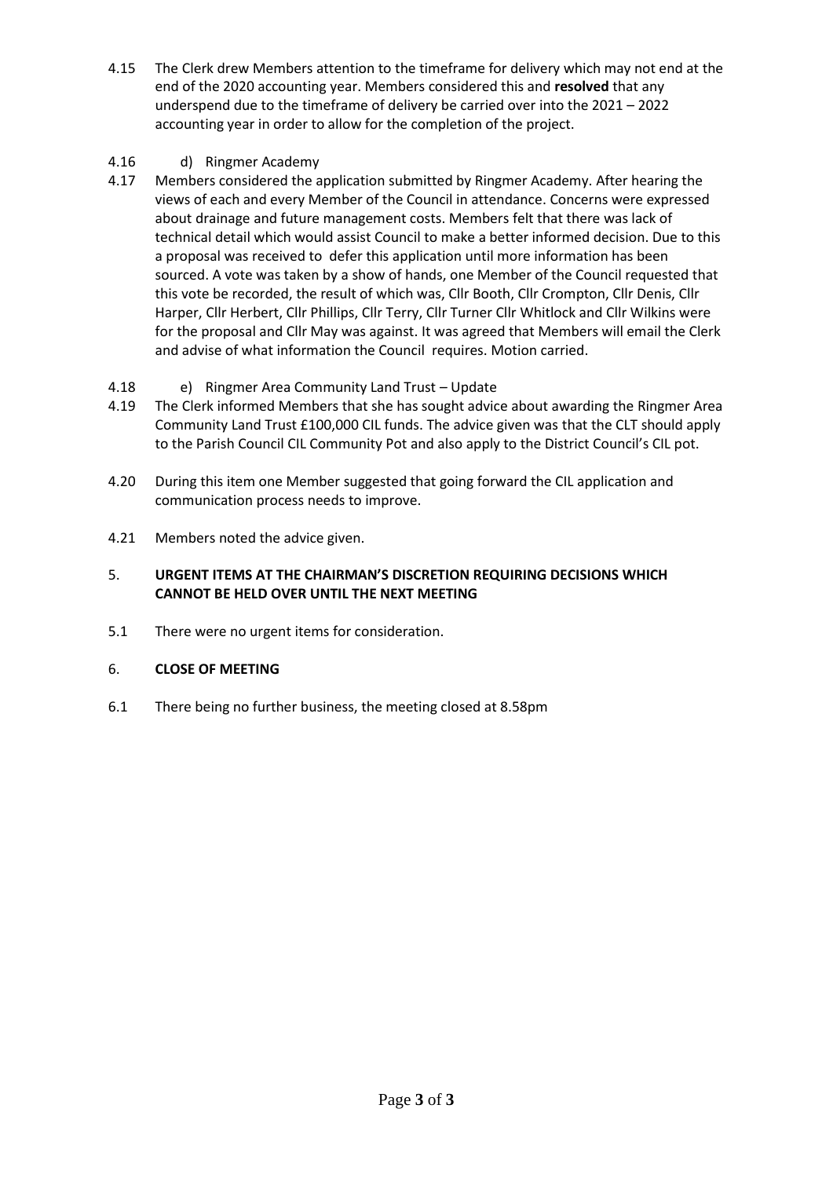4.15 The Clerk drew Members attention to the timeframe for delivery which may not end at the end of the 2020 accounting year. Members considered this and **resolved** that any underspend due to the timeframe of delivery be carried over into the 2021 – 2022 accounting year in order to allow for the completion of the project.

4.16 d) Ringmer Academy

4.17 Members considered the application submitted by Ringmer Academy. After hearing the views of each and every Member of the Council in attendance. Concerns were expressed about drainage and future management costs. Members felt that there was lack of technical detail which would assist Council to make a better informed decision. Due to this a proposal was received to defer this application until more information has been sourced. A vote was taken by a show of hands, one Member of the Council requested that this vote be recorded, the result of which was, Cllr Booth, Cllr Crompton, Cllr Denis, Cllr Harper, Cllr Herbert, Cllr Phillips, Cllr Terry, Cllr Turner Cllr Whitlock and Cllr Wilkins were for the proposal and Cllr May was against. It was agreed that Members will email the Clerk and advise of what information the Council requires. Motion carried.

4.18 e) Ringmer Area Community Land Trust – Update

4.19 The Clerk informed Members that she has sought advice about awarding the Ringmer Area Community Land Trust £100,000 CIL funds. The advice given was that the CLT should apply to the Parish Council CIL Community Pot and also apply to the District Council's CIL pot.

4.20 During this item one Member suggested that going forward the CIL application and communication process needs to improve.

4.21 Members noted the advice given.

## 5. URGENT ITEMS AT THE CHAIRMAN'S DISCRETION REQUIRING DECISIONS WHICH CANNOT BE HELD OVER UNTIL THE NEXT MEETING

5.1 There were no urgent items for consideration.

## 6. CLOSE OF MEETING

6.1 There being no further business, the meeting closed at 8.58pm